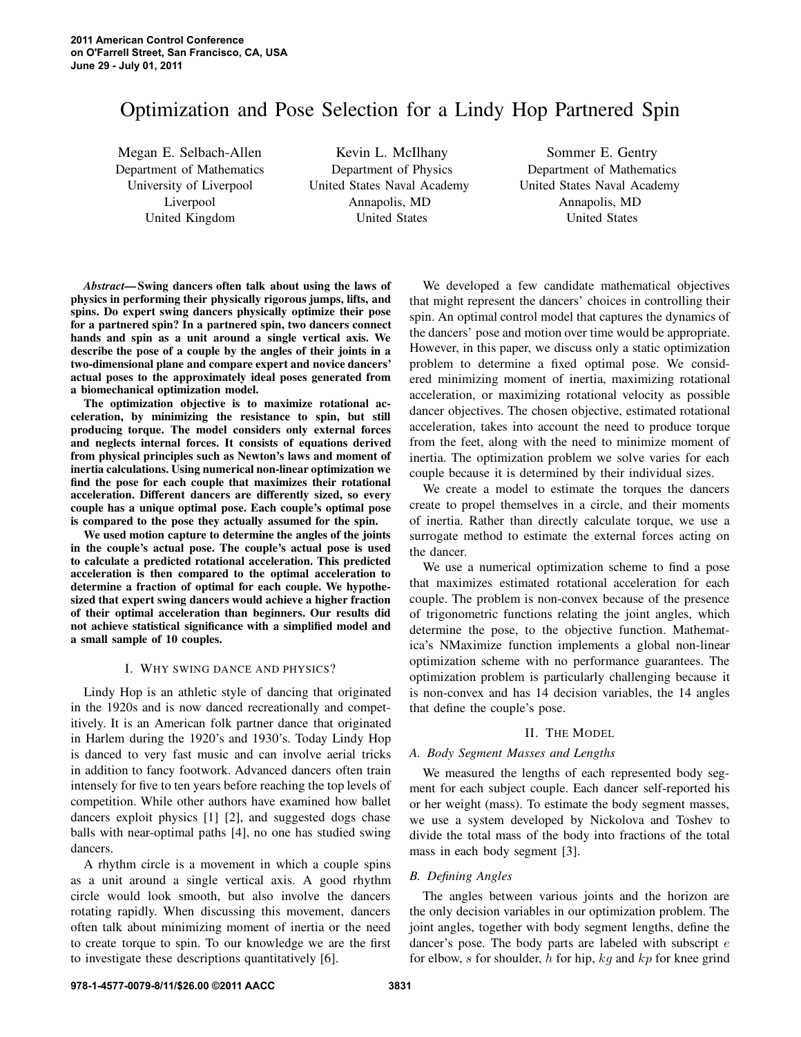# Optimization and Pose Selection for a Lindy Hop Partnered Spin

Megan E. Selbach-Allen
Department of Mathematics
University of Liverpool
Liverpool
United Kingdom

Kevin L. McIlhany
Department of Physics
United States Naval Academy
Annapolis, MD
United States

Sommer E. Gentry
Department of Mathematics
United States Naval Academy
Annapolis, MD
United States

***Abstract*— Swing dancers often talk about using the laws of physics in performing their physically rigorous jumps, lifts, and spins. Do expert swing dancers physically optimize their pose for a partnered spin? In a partnered spin, two dancers connect hands and spin as a unit around a single vertical axis. We describe the pose of a couple by the angles of their joints in a two-dimensional plane and compare expert and novice dancers' actual poses to the approximately ideal poses generated from a biomechanical optimization model.**

**The optimization objective is to maximize rotational acceleration, by minimizing the resistance to spin, but still producing torque. The model considers only external forces and neglects internal forces. It consists of equations derived from physical principles such as Newton's laws and moment of inertia calculations. Using numerical non-linear optimization we find the pose for each couple that maximizes their rotational acceleration. Different dancers are differently sized, so every couple has a unique optimal pose. Each couple's optimal pose is compared to the pose they actually assumed for the spin.**

**We used motion capture to determine the angles of the joints in the couple's actual pose. The couple's actual pose is used to calculate a predicted rotational acceleration. This predicted acceleration is then compared to the optimal acceleration to determine a fraction of optimal for each couple. We hypothesized that expert swing dancers would achieve a higher fraction of their optimal acceleration than beginners. Our results did not achieve statistical significance with a simplified model and a small sample of 10 couples.**

## I. Why swing dance and physics?

Lindy Hop is an athletic style of dancing that originated in the 1920s and is now danced recreationally and competitively. It is an American folk partner dance that originated in Harlem during the 1920's and 1930's. Today Lindy Hop is danced to very fast music and can involve aerial tricks in addition to fancy footwork. Advanced dancers often train intensely for five to ten years before reaching the top levels of competition. While other authors have examined how ballet dancers exploit physics [1] [2], and suggested dogs chase balls with near-optimal paths [4], no one has studied swing dancers.

A rhythm circle is a movement in which a couple spins as a unit around a single vertical axis. A good rhythm circle would look smooth, but also involve the dancers rotating rapidly. When discussing this movement, dancers often talk about minimizing moment of inertia or the need to create torque to spin. To our knowledge we are the first to investigate these descriptions quantitatively [6].

We developed a few candidate mathematical objectives that might represent the dancers' choices in controlling their spin. An optimal control model that captures the dynamics of the dancers' pose and motion over time would be appropriate. However, in this paper, we discuss only a static optimization problem to determine a fixed optimal pose. We considered minimizing moment of inertia, maximizing rotational acceleration, or maximizing rotational velocity as possible dancer objectives. The chosen objective, estimated rotational acceleration, takes into account the need to produce torque from the feet, along with the need to minimize moment of inertia. The optimization problem we solve varies for each couple because it is determined by their individual sizes.

We create a model to estimate the torques the dancers create to propel themselves in a circle, and their moments of inertia. Rather than directly calculate torque, we use a surrogate method to estimate the external forces acting on the dancer.

We use a numerical optimization scheme to find a pose that maximizes estimated rotational acceleration for each couple. The problem is non-convex because of the presence of trigonometric functions relating the joint angles, which determine the pose, to the objective function. Mathematica's NMaximize function implements a global non-linear optimization scheme with no performance guarantees. The optimization problem is particularly challenging because it is non-convex and has 14 decision variables, the 14 angles that define the couple's pose.

## II. The Model

### A. Body Segment Masses and Lengths

We measured the lengths of each represented body segment for each subject couple. Each dancer self-reported his or her weight (mass). To estimate the body segment masses, we use a system developed by Nickolova and Toshev to divide the total mass of the body into fractions of the total mass in each body segment [3].

### B. Defining Angles

The angles between various joints and the horizon are the only decision variables in our optimization problem. The joint angles, together with body segment lengths, define the dancer's pose. The body parts are labeled with subscript $e$ for elbow, $s$ for shoulder, $h$ for hip, $kg$ and $kp$ for knee grind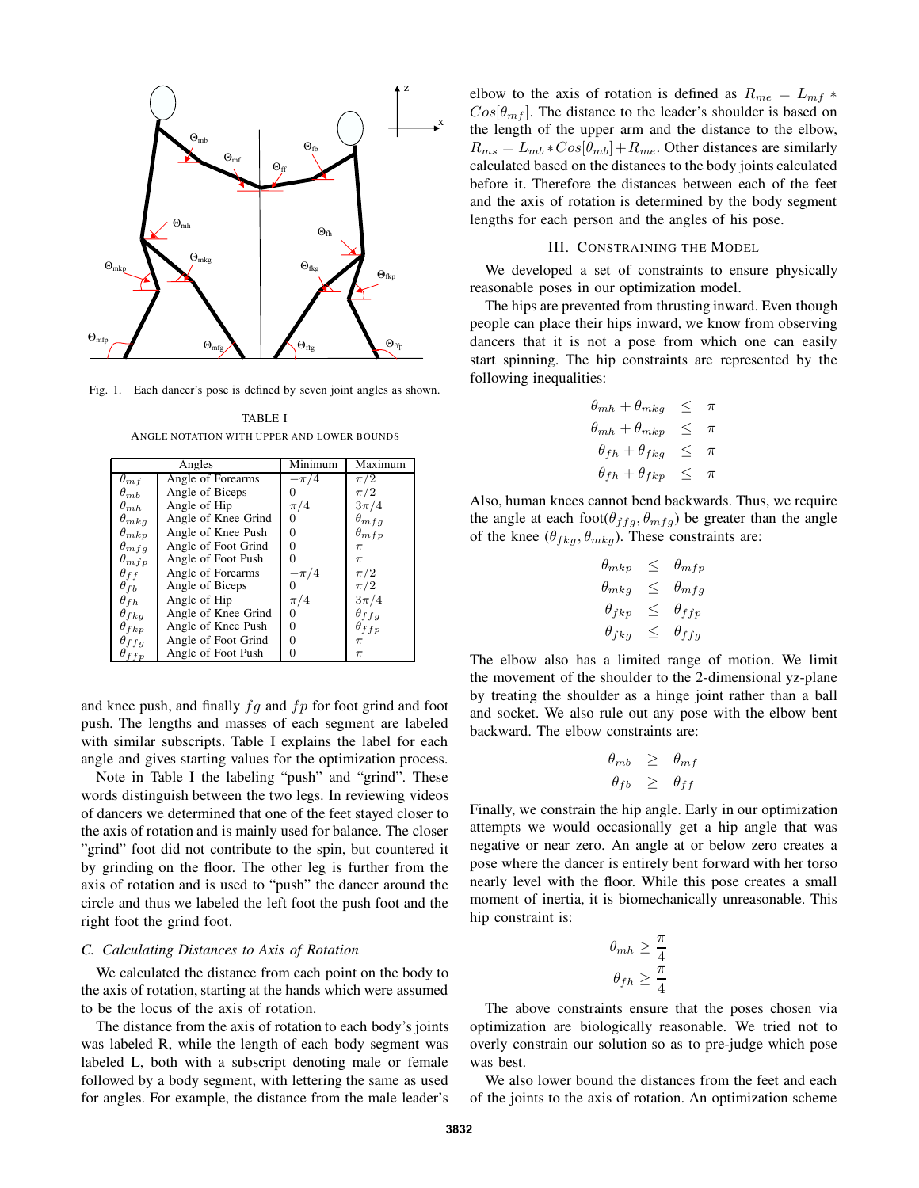Θmb

Θmf

Θff

Θfb

Θmh

Θfh

Θmkp

Θmkg

Θfkg

Θfkp

Θmfp

Θmfg

Θffg

Θffp

z

x

Fig. 1. Each dancer's pose is defined by seven joint angles as shown.

TABLE I

ANGLE NOTATION WITH UPPER AND LOWER BOUNDS

| Angles | | Minimum | Maximum |
|---|---|---|---|
| $\theta_{mf}$ | Angle of Forearms | $-\pi/4$ | $\pi/2$ |
| $\theta_{mb}$ | Angle of Biceps | 0 | $\pi/2$ |
| $\theta_{mh}$ | Angle of Hip | $\pi/4$ | $3\pi/4$ |
| $\theta_{mkg}$ | Angle of Knee Grind | 0 | $\theta_{mfg}$ |
| $\theta_{mkp}$ | Angle of Knee Push | 0 | $\theta_{mfp}$ |
| $\theta_{mfg}$ | Angle of Foot Grind | 0 | $\pi$ |
| $\theta_{mfp}$ | Angle of Foot Push | 0 | $\pi$ |
| $\theta_{ff}$ | Angle of Forearms | $-\pi/4$ | $\pi/2$ |
| $\theta_{fb}$ | Angle of Biceps | 0 | $\pi/2$ |
| $\theta_{fh}$ | Angle of Hip | $\pi/4$ | $3\pi/4$ |
| $\theta_{fkg}$ | Angle of Knee Grind | 0 | $\theta_{ffg}$ |
| $\theta_{fkp}$ | Angle of Knee Push | 0 | $\theta_{ffp}$ |
| $\theta_{ffg}$ | Angle of Foot Grind | 0 | $\pi$ |
| $\theta_{ffp}$ | Angle of Foot Push | 0 | $\pi$ |

and knee push, and finally $fg$ and $fp$ for foot grind and foot push. The lengths and masses of each segment are labeled with similar subscripts. Table I explains the label for each angle and gives starting values for the optimization process.

Note in Table I the labeling "push" and "grind". These words distinguish between the two legs. In reviewing videos of dancers we determined that one of the feet stayed closer to the axis of rotation and is mainly used for balance. The closer "grind" foot did not contribute to the spin, but countered it by grinding on the floor. The other leg is further from the axis of rotation and is used to "push" the dancer around the circle and thus we labeled the left foot the push foot and the right foot the grind foot.

### C. Calculating Distances to Axis of Rotation

We calculated the distance from each point on the body to the axis of rotation, starting at the hands which were assumed to be the locus of the axis of rotation.

The distance from the axis of rotation to each body's joints was labeled R, while the length of each body segment was labeled L, both with a subscript denoting male or female followed by a body segment, with lettering the same as used for angles. For example, the distance from the male leader's elbow to the axis of rotation is defined as $R_{me} = L_{mf} * Cos[\theta_{mf}]$. The distance to the leader's shoulder is based on the length of the upper arm and the distance to the elbow, $R_{ms} = L_{mb} * Cos[\theta_{mb}] + R_{me}$. Other distances are similarly calculated based on the distances to the body joints calculated before it. Therefore the distances between each of the feet and the axis of rotation is determined by the body segment lengths for each person and the angles of his pose.

## III. Constraining the Model

We developed a set of constraints to ensure physically reasonable poses in our optimization model.

The hips are prevented from thrusting inward. Even though people can place their hips inward, we know from observing dancers that it is not a pose from which one can easily start spinning. The hip constraints are represented by the following inequalities:

$$\begin{aligned} \theta_{mh} + \theta_{mkg} &\leq \pi \\ \theta_{mh} + \theta_{mkp} &\leq \pi \\ \theta_{fh} + \theta_{fkg} &\leq \pi \\ \theta_{fh} + \theta_{fkp} &\leq \pi \end{aligned}$$

Also, human knees cannot bend backwards. Thus, we require the angle at each foot($\theta_{ffg}, \theta_{mfg}$) be greater than the angle of the knee ($\theta_{fkg}, \theta_{mkg}$). These constraints are:

$$\begin{aligned} \theta_{mkp} &\leq \theta_{mfp} \\ \theta_{mkg} &\leq \theta_{mfg} \\ \theta_{fkp} &\leq \theta_{ffp} \\ \theta_{fkg} &\leq \theta_{ffg} \end{aligned}$$

The elbow also has a limited range of motion. We limit the movement of the shoulder to the 2-dimensional yz-plane by treating the shoulder as a hinge joint rather than a ball and socket. We also rule out any pose with the elbow bent backward. The elbow constraints are:

$$\begin{aligned} \theta_{mb} &\geq \theta_{mf} \\ \theta_{fb} &\geq \theta_{ff} \end{aligned}$$

Finally, we constrain the hip angle. Early in our optimization attempts we would occasionally get a hip angle that was negative or near zero. An angle at or below zero creates a pose where the dancer is entirely bent forward with her torso nearly level with the floor. While this pose creates a small moment of inertia, it is biomechanically unreasonable. This hip constraint is:

$$\theta_{mh} \geq \frac{\pi}{4}$$
$$\theta_{fh} \geq \frac{\pi}{4}$$

The above constraints ensure that the poses chosen via optimization are biologically reasonable. We tried not to overly constrain our solution so as to pre-judge which pose was best.

We also lower bound the distances from the feet and each of the joints to the axis of rotation. An optimization scheme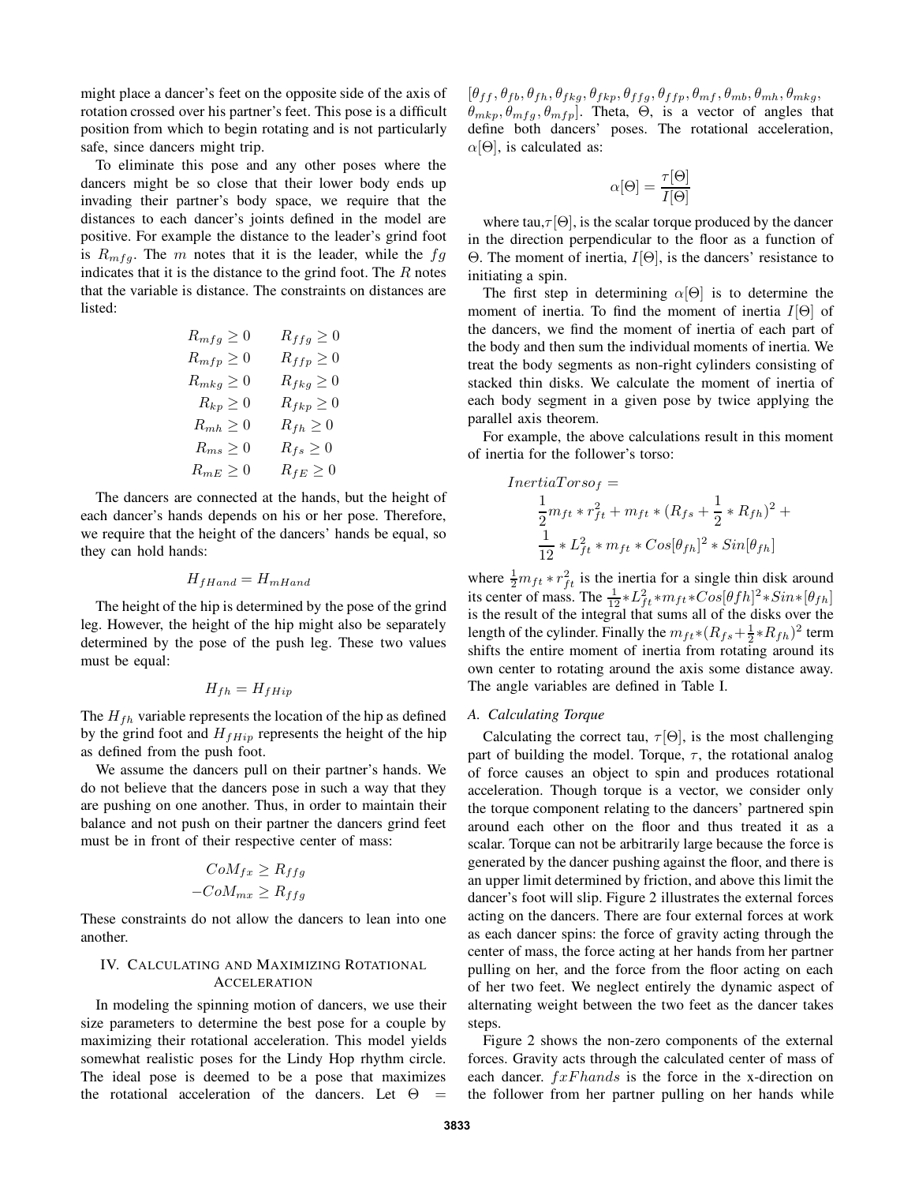might place a dancer's feet on the opposite side of the axis of rotation crossed over his partner's feet. This pose is a difficult position from which to begin rotating and is not particularly safe, since dancers might trip.

To eliminate this pose and any other poses where the dancers might be so close that their lower body ends up invading their partner's body space, we require that the distances to each dancer's joints defined in the model are positive. For example the distance to the leader's grind foot is $R_{mfg}$. The $m$ notes that it is the leader, while the $fg$ indicates that it is the distance to the grind foot. The $R$ notes that the variable is distance. The constraints on distances are listed:

$$\begin{array}{rr} R_{mfg} \geq 0 & R_{ffg} \geq 0 \\ R_{mfp} \geq 0 & R_{ffp} \geq 0 \\ R_{mkg} \geq 0 & R_{fkg} \geq 0 \\ R_{kp} \geq 0 & R_{fkp} \geq 0 \\ R_{mh} \geq 0 & R_{fh} \geq 0 \\ R_{ms} \geq 0 & R_{fs} \geq 0 \\ R_{mE} \geq 0 & R_{fE} \geq 0 \end{array}$$

The dancers are connected at the hands, but the height of each dancer's hands depends on his or her pose. Therefore, we require that the height of the dancers' hands be equal, so they can hold hands:

$$H_{fHand} = H_{mHand}$$

The height of the hip is determined by the pose of the grind leg. However, the height of the hip might also be separately determined by the pose of the push leg. These two values must be equal:

$$H_{fh} = H_{fHip}$$

The $H_{fh}$ variable represents the location of the hip as defined by the grind foot and $H_{fHip}$ represents the height of the hip as defined from the push foot.

We assume the dancers pull on their partner's hands. We do not believe that the dancers pose in such a way that they are pushing on one another. Thus, in order to maintain their balance and not push on their partner the dancers grind feet must be in front of their respective center of mass:

$$CoM_{fx} \geq R_{ffg}$$
$$-CoM_{mx} \geq R_{ffg}$$

These constraints do not allow the dancers to lean into one another.

## IV. Calculating and Maximizing Rotational Acceleration

In modeling the spinning motion of dancers, we use their size parameters to determine the best pose for a couple by maximizing their rotational acceleration. This model yields somewhat realistic poses for the Lindy Hop rhythm circle. The ideal pose is deemed to be a pose that maximizes the rotational acceleration of the dancers. Let $\Theta$ = $[\theta_{ff}, \theta_{fb}, \theta_{fh}, \theta_{fkg}, \theta_{fkp}, \theta_{ffg}, \theta_{ffp}, \theta_{mf}, \theta_{mb}, \theta_{mh}, \theta_{mkg}, \theta_{mkp}, \theta_{mfg}, \theta_{mfp}]$. Theta, $\Theta$, is a vector of angles that define both dancers' poses. The rotational acceleration, $\alpha[\Theta]$, is calculated as:

$$\alpha[\Theta] = \frac{\tau[\Theta]}{I[\Theta]}$$

where tau,$\tau[\Theta]$, is the scalar torque produced by the dancer in the direction perpendicular to the floor as a function of $\Theta$. The moment of inertia, $I[\Theta]$, is the dancers' resistance to initiating a spin.

The first step in determining $\alpha[\Theta]$ is to determine the moment of inertia. To find the moment of inertia $I[\Theta]$ of the dancers, we find the moment of inertia of each part of the body and then sum the individual moments of inertia. We treat the body segments as non-right cylinders consisting of stacked thin disks. We calculate the moment of inertia of each body segment in a given pose by twice applying the parallel axis theorem.

For example, the above calculations result in this moment of inertia for the follower's torso:

$$\begin{aligned} &InertiaTorso_f = \\ &\quad \frac{1}{2} m_{ft} * r_{ft}^2 + m_{ft} * (R_{fs} + \frac{1}{2} * R_{fh})^2 + \\ &\quad \frac{1}{12} * L_{ft}^2 * m_{ft} * Cos[\theta_{fh}]^2 * Sin[\theta_{fh}] \end{aligned}$$

where $\frac{1}{2} m_{ft} * r_{ft}^2$ is the inertia for a single thin disk around its center of mass. The $\frac{1}{12} * L_{ft}^2 * m_{ft} * Cos[\theta fh]^2 * Sin * [\theta_{fh}]$ is the result of the integral that sums all of the disks over the length of the cylinder. Finally the $m_{ft} * (R_{fs} + \frac{1}{2} * R_{fh})^2$ term shifts the entire moment of inertia from rotating around its own center to rotating around the axis some distance away. The angle variables are defined in Table I.

### A. Calculating Torque

Calculating the correct tau, $\tau[\Theta]$, is the most challenging part of building the model. Torque, $\tau$, the rotational analog of force causes an object to spin and produces rotational acceleration. Though torque is a vector, we consider only the torque component relating to the dancers' partnered spin around each other on the floor and thus treated it as a scalar. Torque can not be arbitrarily large because the force is generated by the dancer pushing against the floor, and there is an upper limit determined by friction, and above this limit the dancer's foot will slip. Figure 2 illustrates the external forces acting on the dancers. There are four external forces at work as each dancer spins: the force of gravity acting through the center of mass, the force acting at her hands from her partner pulling on her, and the force from the floor acting on each of her two feet. We neglect entirely the dynamic aspect of alternating weight between the two feet as the dancer takes steps.

Figure 2 shows the non-zero components of the external forces. Gravity acts through the calculated center of mass of each dancer. $fxFhands$ is the force in the x-direction on the follower from her partner pulling on her hands while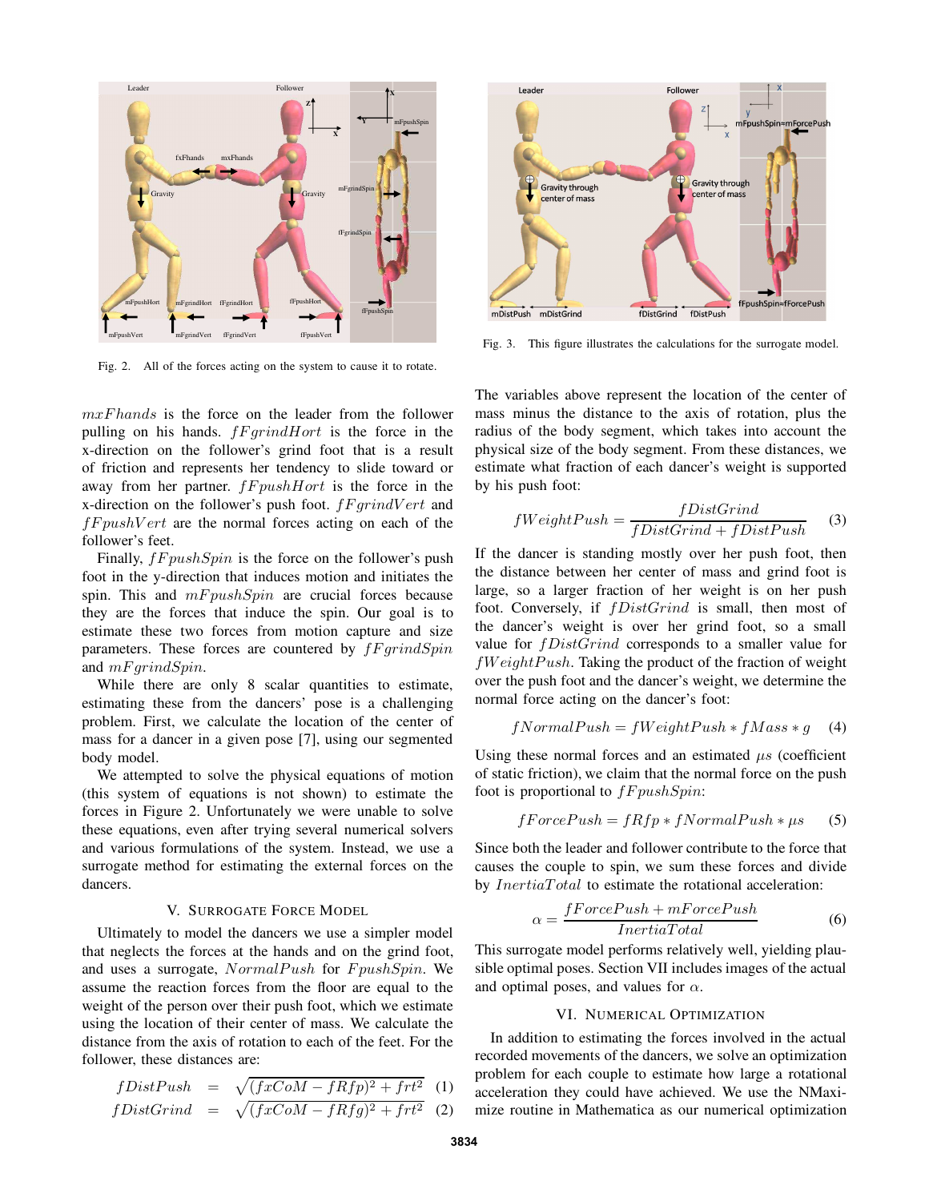Fig. 2. All of the forces acting on the system to cause it to rotate.

Fig. 3. This figure illustrates the calculations for the surrogate model.

$mxFhands$ is the force on the leader from the follower pulling on his hands. $fFgrindHort$ is the force in the x-direction on the follower's grind foot that is a result of friction and represents her tendency to slide toward or away from her partner. $fFpushHort$ is the force in the x-direction on the follower's push foot. $fFgrindVert$ and $fFpushVert$ are the normal forces acting on each of the follower's feet.

Finally, $fFpushSpin$ is the force on the follower's push foot in the y-direction that induces motion and initiates the spin. This and $mFpushSpin$ are crucial forces because they are the forces that induce the spin. Our goal is to estimate these two forces from motion capture and size parameters. These forces are countered by $fFgrindSpin$ and $mFgrindSpin$.

While there are only 8 scalar quantities to estimate, estimating these from the dancers' pose is a challenging problem. First, we calculate the location of the center of mass for a dancer in a given pose [7], using our segmented body model.

We attempted to solve the physical equations of motion (this system of equations is not shown) to estimate the forces in Figure 2. Unfortunately we were unable to solve these equations, even after trying several numerical solvers and various formulations of the system. Instead, we use a surrogate method for estimating the external forces on the dancers.

## V. Surrogate Force Model

Ultimately to model the dancers we use a simpler model that neglects the forces at the hands and on the grind foot, and uses a surrogate, $NormalPush$ for $FpushSpin$. We assume the reaction forces from the floor are equal to the weight of the person over their push foot, which we estimate using the location of their center of mass. We calculate the distance from the axis of rotation to each of the feet. For the follower, these distances are:

$$fDistPush = \sqrt{(fxCoM - fRfp)^2 + frt^2} \quad (1)$$

$$fDistGrind = \sqrt{(fxCoM - fRfg)^2 + frt^2} \quad (2)$$

The variables above represent the location of the center of mass minus the distance to the axis of rotation, plus the radius of the body segment, which takes into account the physical size of the body segment. From these distances, we estimate what fraction of each dancer's weight is supported by his push foot:

$$fWeightPush = \frac{fDistGrind}{fDistGrind + fDistPush} \quad (3)$$

If the dancer is standing mostly over her push foot, then the distance between her center of mass and grind foot is large, so a larger fraction of her weight is on her push foot. Conversely, if $fDistGrind$ is small, then most of the dancer's weight is over her grind foot, so a small value for $fDistGrind$ corresponds to a smaller value for $fWeightPush$. Taking the product of the fraction of weight over the push foot and the dancer's weight, we determine the normal force acting on the dancer's foot:

$$fNormalPush = fWeightPush * fMass * g \quad (4)$$

Using these normal forces and an estimated $\mu s$ (coefficient of static friction), we claim that the normal force on the push foot is proportional to $fFpushSpin$:

$$fForcePush = fRfp * fNormalPush * \mu s \quad (5)$$

Since both the leader and follower contribute to the force that causes the couple to spin, we sum these forces and divide by $InertiaTotal$ to estimate the rotational acceleration:

$$\alpha = \frac{fForcePush + mForcePush}{InertiaTotal} \quad (6)$$

This surrogate model performs relatively well, yielding plausible optimal poses. Section VII includes images of the actual and optimal poses, and values for $\alpha$.

## VI. Numerical Optimization

In addition to estimating the forces involved in the actual recorded movements of the dancers, we solve an optimization problem for each couple to estimate how large a rotational acceleration they could have achieved. We use the NMaximize routine in Mathematica as our numerical optimization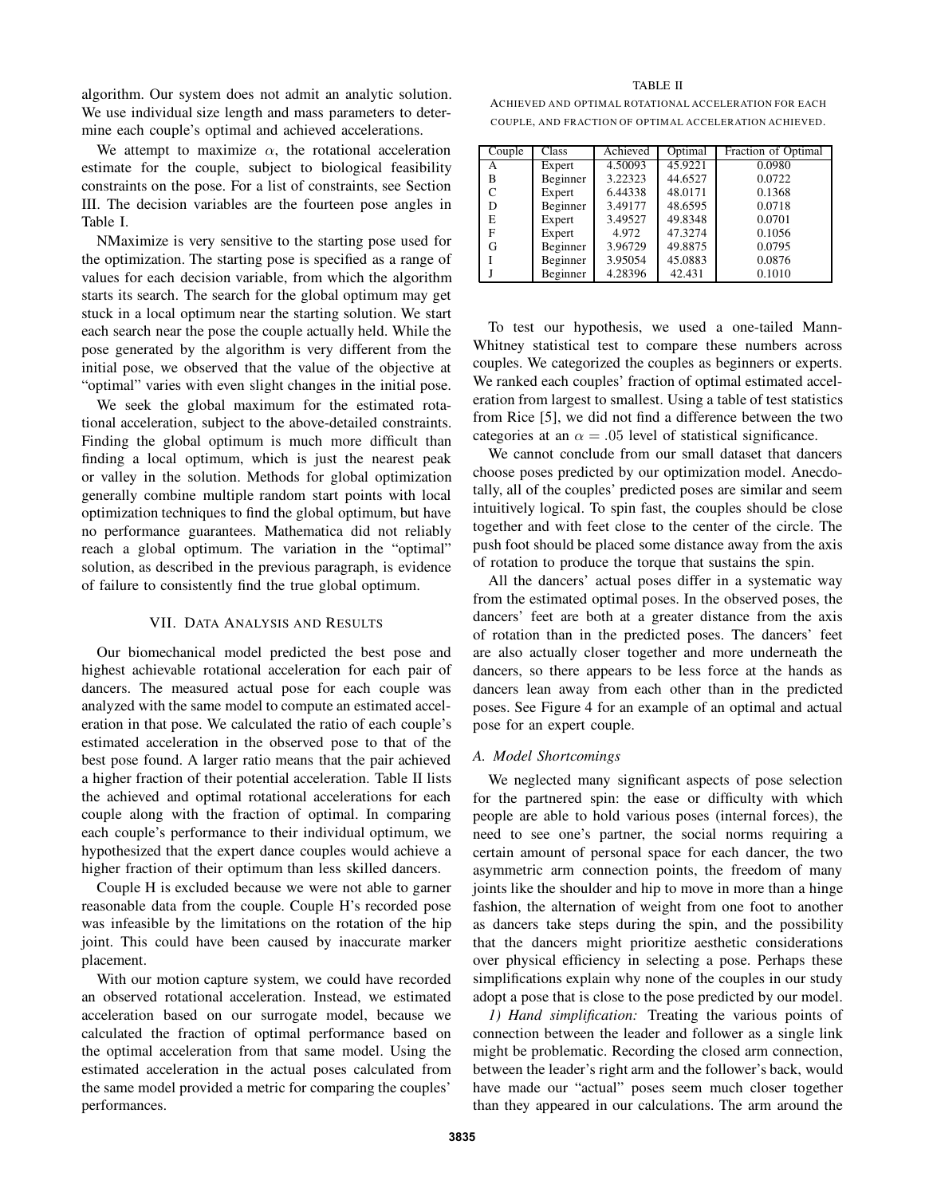algorithm. Our system does not admit an analytic solution. We use individual size length and mass parameters to determine each couple's optimal and achieved accelerations.

We attempt to maximize $\alpha$, the rotational acceleration estimate for the couple, subject to biological feasibility constraints on the pose. For a list of constraints, see Section III. The decision variables are the fourteen pose angles in Table I.

NMaximize is very sensitive to the starting pose used for the optimization. The starting pose is specified as a range of values for each decision variable, from which the algorithm starts its search. The search for the global optimum may get stuck in a local optimum near the starting solution. We start each search near the pose the couple actually held. While the pose generated by the algorithm is very different from the initial pose, we observed that the value of the objective at "optimal" varies with even slight changes in the initial pose.

We seek the global maximum for the estimated rotational acceleration, subject to the above-detailed constraints. Finding the global optimum is much more difficult than finding a local optimum, which is just the nearest peak or valley in the solution. Methods for global optimization generally combine multiple random start points with local optimization techniques to find the global optimum, but have no performance guarantees. Mathematica did not reliably reach a global optimum. The variation in the "optimal" solution, as described in the previous paragraph, is evidence of failure to consistently find the true global optimum.

## VII. Data Analysis and Results

Our biomechanical model predicted the best pose and highest achievable rotational acceleration for each pair of dancers. The measured actual pose for each couple was analyzed with the same model to compute an estimated acceleration in that pose. We calculated the ratio of each couple's estimated acceleration in the observed pose to that of the best pose found. A larger ratio means that the pair achieved a higher fraction of their potential acceleration. Table II lists the achieved and optimal rotational accelerations for each couple along with the fraction of optimal. In comparing each couple's performance to their individual optimum, we hypothesized that the expert dance couples would achieve a higher fraction of their optimum than less skilled dancers.

Couple H is excluded because we were not able to garner reasonable data from the couple. Couple H's recorded pose was infeasible by the limitations on the rotation of the hip joint. This could have been caused by inaccurate marker placement.

With our motion capture system, we could have recorded an observed rotational acceleration. Instead, we estimated acceleration based on our surrogate model, because we calculated the fraction of optimal performance based on the optimal acceleration from that same model. Using the estimated acceleration in the actual poses calculated from the same model provided a metric for comparing the couples' performances.

TABLE II

Achieved and optimal rotational acceleration for each couple, and fraction of optimal acceleration achieved.

| Couple | Class | Achieved | Optimal | Fraction of Optimal |
|---|---|---|---|---|
| A | Expert | 4.50093 | 45.9221 | 0.0980 |
| B | Beginner | 3.22323 | 44.6527 | 0.0722 |
| C | Expert | 6.44338 | 48.0171 | 0.1368 |
| D | Beginner | 3.49177 | 48.6595 | 0.0718 |
| E | Expert | 3.49527 | 49.8348 | 0.0701 |
| F | Expert | 4.972 | 47.3274 | 0.1056 |
| G | Beginner | 3.96729 | 49.8875 | 0.0795 |
| I | Beginner | 3.95054 | 45.0883 | 0.0876 |
| J | Beginner | 4.28396 | 42.431 | 0.1010 |

To test our hypothesis, we used a one-tailed Mann-Whitney statistical test to compare these numbers across couples. We categorized the couples as beginners or experts. We ranked each couples' fraction of optimal estimated acceleration from largest to smallest. Using a table of test statistics from Rice [5], we did not find a difference between the two categories at an $\alpha = .05$ level of statistical significance.

We cannot conclude from our small dataset that dancers choose poses predicted by our optimization model. Anecdotally, all of the couples' predicted poses are similar and seem intuitively logical. To spin fast, the couples should be close together and with feet close to the center of the circle. The push foot should be placed some distance away from the axis of rotation to produce the torque that sustains the spin.

All the dancers' actual poses differ in a systematic way from the estimated optimal poses. In the observed poses, the dancers' feet are both at a greater distance from the axis of rotation than in the predicted poses. The dancers' feet are also actually closer together and more underneath the dancers, so there appears to be less force at the hands as dancers lean away from each other than in the predicted poses. See Figure 4 for an example of an optimal and actual pose for an expert couple.

### A. Model Shortcomings

We neglected many significant aspects of pose selection for the partnered spin: the ease or difficulty with which people are able to hold various poses (internal forces), the need to see one's partner, the social norms requiring a certain amount of personal space for each dancer, the two asymmetric arm connection points, the freedom of many joints like the shoulder and hip to move in more than a hinge fashion, the alternation of weight from one foot to another as dancers take steps during the spin, and the possibility that the dancers might prioritize aesthetic considerations over physical efficiency in selecting a pose. Perhaps these simplifications explain why none of the couples in our study adopt a pose that is close to the pose predicted by our model.

*1) Hand simplification:* Treating the various points of connection between the leader and follower as a single link might be problematic. Recording the closed arm connection, between the leader's right arm and the follower's back, would have made our "actual" poses seem much closer together than they appeared in our calculations. The arm around the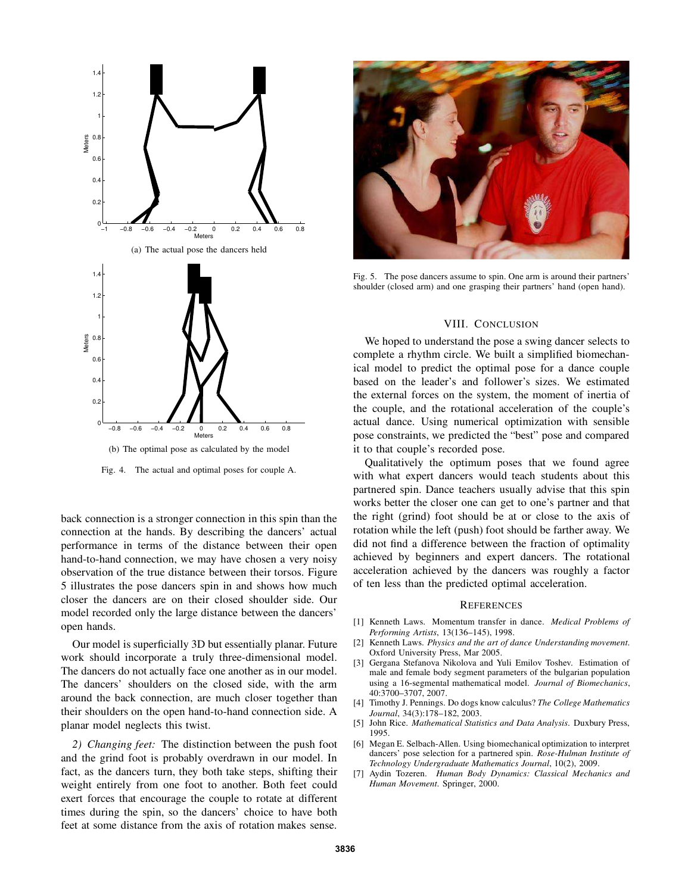1.4
1.2
1
0.8
0.6
0.4
0.2
0
Meters
−1 −0.8 −0.6 −0.4 −0.2 0 0.2 0.4 0.6 0.8
Meters

(a) The actual pose the dancers held

1.4
1.2
1
0.8
0.6
0.4
0.2
0
Meters
−0.8 −0.6 −0.4 −0.2 0 0.2 0.4 0.6 0.8
Meters

(b) The optimal pose as calculated by the model

Fig. 4. The actual and optimal poses for couple A.

back connection is a stronger connection in this spin than the connection at the hands. By describing the dancers' actual performance in terms of the distance between their open hand-to-hand connection, we may have chosen a very noisy observation of the true distance between their torsos. Figure 5 illustrates the pose dancers spin in and shows how much closer the dancers are on their closed shoulder side. Our model recorded only the large distance between the dancers' open hands.

Our model is superficially 3D but essentially planar. Future work should incorporate a truly three-dimensional model. The dancers do not actually face one another as in our model. The dancers' shoulders on the closed side, with the arm around the back connection, are much closer together than their shoulders on the open hand-to-hand connection side. A planar model neglects this twist.

*2) Changing feet:* The distinction between the push foot and the grind foot is probably overdrawn in our model. In fact, as the dancers turn, they both take steps, shifting their weight entirely from one foot to another. Both feet could exert forces that encourage the couple to rotate at different times during the spin, so the dancers' choice to have both feet at some distance from the axis of rotation makes sense.

Fig. 5. The pose dancers assume to spin. One arm is around their partners' shoulder (closed arm) and one grasping their partners' hand (open hand).

## VIII. Conclusion

We hoped to understand the pose a swing dancer selects to complete a rhythm circle. We built a simplified biomechanical model to predict the optimal pose for a dance couple based on the leader's and follower's sizes. We estimated the external forces on the system, the moment of inertia of the couple, and the rotational acceleration of the couple's actual dance. Using numerical optimization with sensible pose constraints, we predicted the "best" pose and compared it to that couple's recorded pose.

Qualitatively the optimum poses that we found agree with what expert dancers would teach students about this partnered spin. Dance teachers usually advise that this spin works better the closer one can get to one's partner and that the right (grind) foot should be at or close to the axis of rotation while the left (push) foot should be farther away. We did not find a difference between the fraction of optimality achieved by beginners and expert dancers. The rotational acceleration achieved by the dancers was roughly a factor of ten less than the predicted optimal acceleration.

## References

[1] Kenneth Laws. Momentum transfer in dance. *Medical Problems of Performing Artists*, 13(136–145), 1998.

[2] Kenneth Laws. *Physics and the art of dance Understanding movement*. Oxford University Press, Mar 2005.

[3] Gergana Stefanova Nikolova and Yuli Emilov Toshev. Estimation of male and female body segment parameters of the bulgarian population using a 16-segmental mathematical model. *Journal of Biomechanics*, 40:3700–3707, 2007.

[4] Timothy J. Pennings. Do dogs know calculus? *The College Mathematics Journal*, 34(3):178–182, 2003.

[5] John Rice. *Mathematical Statistics and Data Analysis*. Duxbury Press, 1995.

[6] Megan E. Selbach-Allen. Using biomechanical optimization to interpret dancers' pose selection for a partnered spin. *Rose-Hulman Institute of Technology Undergraduate Mathematics Journal*, 10(2), 2009.

[7] Aydin Tozeren. *Human Body Dynamics: Classical Mechanics and Human Movement*. Springer, 2000.